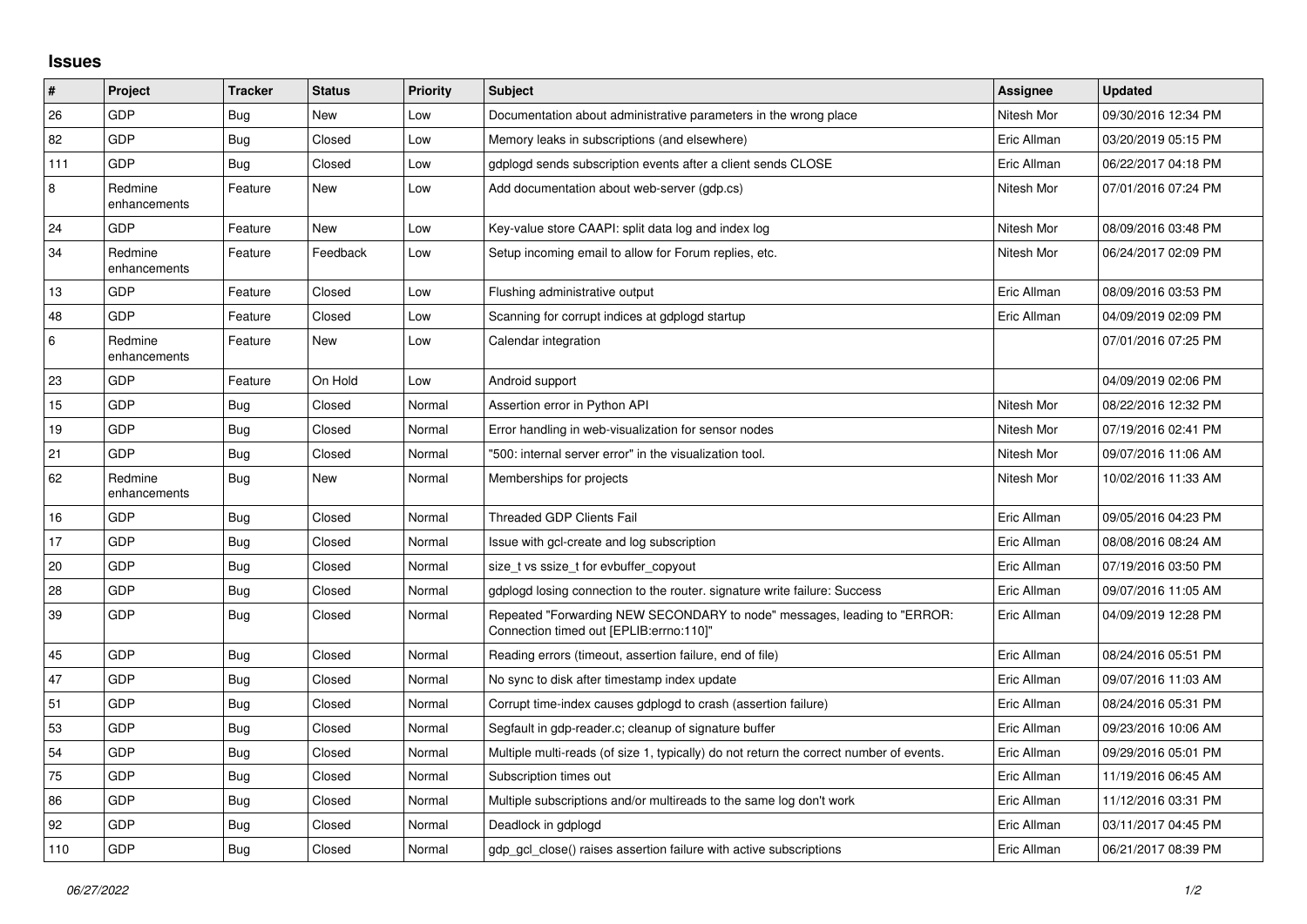## Issues

| # | Project | Tracker | Status | Priority | Subject | Assignee | Updated |
|---|---|---|---|---|---|---|---|
| 26 | GDP | Bug | New | Low | Documentation about administrative parameters in the wrong place | Nitesh Mor | 09/30/2016 12:34 PM |
| 82 | GDP | Bug | Closed | Low | Memory leaks in subscriptions (and elsewhere) | Eric Allman | 03/20/2019 05:15 PM |
| 111 | GDP | Bug | Closed | Low | gdplogd sends subscription events after a client sends CLOSE | Eric Allman | 06/22/2017 04:18 PM |
| 8 | Redmine enhancements | Feature | New | Low | Add documentation about web-server (gdp.cs) | Nitesh Mor | 07/01/2016 07:24 PM |
| 24 | GDP | Feature | New | Low | Key-value store CAAPI: split data log and index log | Nitesh Mor | 08/09/2016 03:48 PM |
| 34 | Redmine enhancements | Feature | Feedback | Low | Setup incoming email to allow for Forum replies, etc. | Nitesh Mor | 06/24/2017 02:09 PM |
| 13 | GDP | Feature | Closed | Low | Flushing administrative output | Eric Allman | 08/09/2016 03:53 PM |
| 48 | GDP | Feature | Closed | Low | Scanning for corrupt indices at gdplogd startup | Eric Allman | 04/09/2019 02:09 PM |
| 6 | Redmine enhancements | Feature | New | Low | Calendar integration | | 07/01/2016 07:25 PM |
| 23 | GDP | Feature | On Hold | Low | Android support | | 04/09/2019 02:06 PM |
| 15 | GDP | Bug | Closed | Normal | Assertion error in Python API | Nitesh Mor | 08/22/2016 12:32 PM |
| 19 | GDP | Bug | Closed | Normal | Error handling in web-visualization for sensor nodes | Nitesh Mor | 07/19/2016 02:41 PM |
| 21 | GDP | Bug | Closed | Normal | "500: internal server error" in the visualization tool. | Nitesh Mor | 09/07/2016 11:06 AM |
| 62 | Redmine enhancements | Bug | New | Normal | Memberships for projects | Nitesh Mor | 10/02/2016 11:33 AM |
| 16 | GDP | Bug | Closed | Normal | Threaded GDP Clients Fail | Eric Allman | 09/05/2016 04:23 PM |
| 17 | GDP | Bug | Closed | Normal | Issue with gcl-create and log subscription | Eric Allman | 08/08/2016 08:24 AM |
| 20 | GDP | Bug | Closed | Normal | size_t vs ssize_t for evbuffer_copyout | Eric Allman | 07/19/2016 03:50 PM |
| 28 | GDP | Bug | Closed | Normal | gdplogd losing connection to the router. signature write failure: Success | Eric Allman | 09/07/2016 11:05 AM |
| 39 | GDP | Bug | Closed | Normal | Repeated "Forwarding NEW SECONDARY to node" messages, leading to "ERROR: Connection timed out [EPLIB:errno:110]" | Eric Allman | 04/09/2019 12:28 PM |
| 45 | GDP | Bug | Closed | Normal | Reading errors (timeout, assertion failure, end of file) | Eric Allman | 08/24/2016 05:51 PM |
| 47 | GDP | Bug | Closed | Normal | No sync to disk after timestamp index update | Eric Allman | 09/07/2016 11:03 AM |
| 51 | GDP | Bug | Closed | Normal | Corrupt time-index causes gdplogd to crash (assertion failure) | Eric Allman | 08/24/2016 05:31 PM |
| 53 | GDP | Bug | Closed | Normal | Segfault in gdp-reader.c; cleanup of signature buffer | Eric Allman | 09/23/2016 10:06 AM |
| 54 | GDP | Bug | Closed | Normal | Multiple multi-reads (of size 1, typically) do not return the correct number of events. | Eric Allman | 09/29/2016 05:01 PM |
| 75 | GDP | Bug | Closed | Normal | Subscription times out | Eric Allman | 11/19/2016 06:45 AM |
| 86 | GDP | Bug | Closed | Normal | Multiple subscriptions and/or multireads to the same log don't work | Eric Allman | 11/12/2016 03:31 PM |
| 92 | GDP | Bug | Closed | Normal | Deadlock in gdplogd | Eric Allman | 03/11/2017 04:45 PM |
| 110 | GDP | Bug | Closed | Normal | gdp_gcl_close() raises assertion failure with active subscriptions | Eric Allman | 06/21/2017 08:39 PM |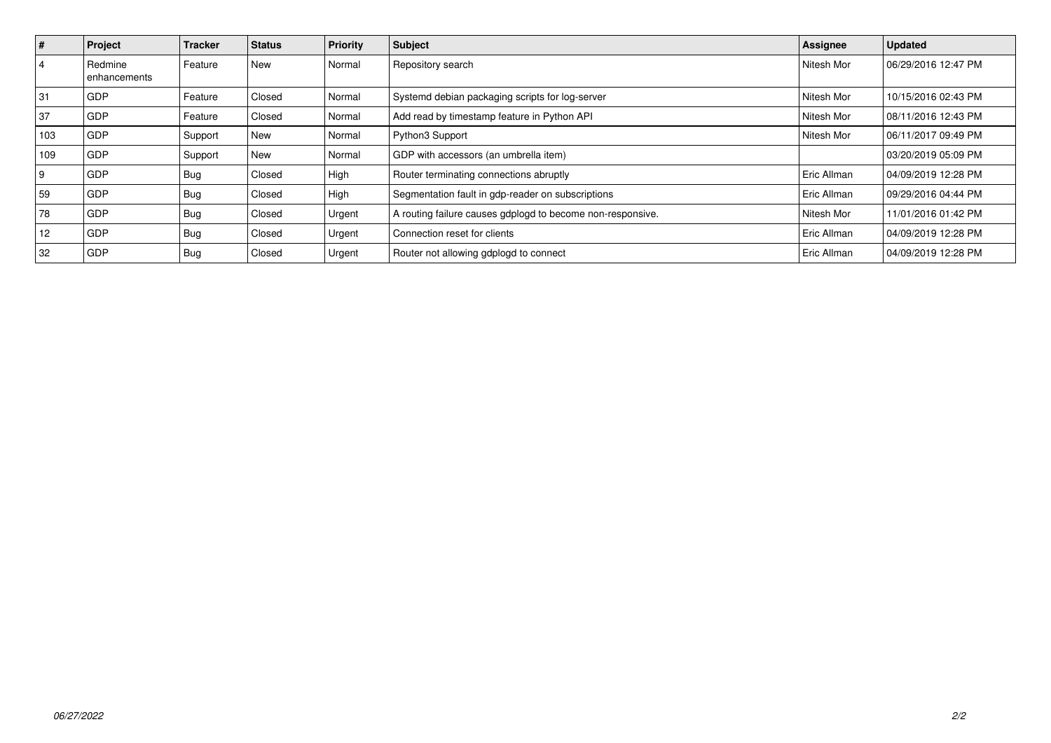| # | Project | Tracker | Status | Priority | Subject | Assignee | Updated |
|---|---|---|---|---|---|---|---|
| 4 | Redmine enhancements | Feature | New | Normal | Repository search | Nitesh Mor | 06/29/2016 12:47 PM |
| 31 | GDP | Feature | Closed | Normal | Systemd debian packaging scripts for log-server | Nitesh Mor | 10/15/2016 02:43 PM |
| 37 | GDP | Feature | Closed | Normal | Add read by timestamp feature in Python API | Nitesh Mor | 08/11/2016 12:43 PM |
| 103 | GDP | Support | New | Normal | Python3 Support | Nitesh Mor | 06/11/2017 09:49 PM |
| 109 | GDP | Support | New | Normal | GDP with accessors (an umbrella item) | | 03/20/2019 05:09 PM |
| 9 | GDP | Bug | Closed | High | Router terminating connections abruptly | Eric Allman | 04/09/2019 12:28 PM |
| 59 | GDP | Bug | Closed | High | Segmentation fault in gdp-reader on subscriptions | Eric Allman | 09/29/2016 04:44 PM |
| 78 | GDP | Bug | Closed | Urgent | A routing failure causes gdplogd to become non-responsive. | Nitesh Mor | 11/01/2016 01:42 PM |
| 12 | GDP | Bug | Closed | Urgent | Connection reset for clients | Eric Allman | 04/09/2019 12:28 PM |
| 32 | GDP | Bug | Closed | Urgent | Router not allowing gdplogd to connect | Eric Allman | 04/09/2019 12:28 PM |